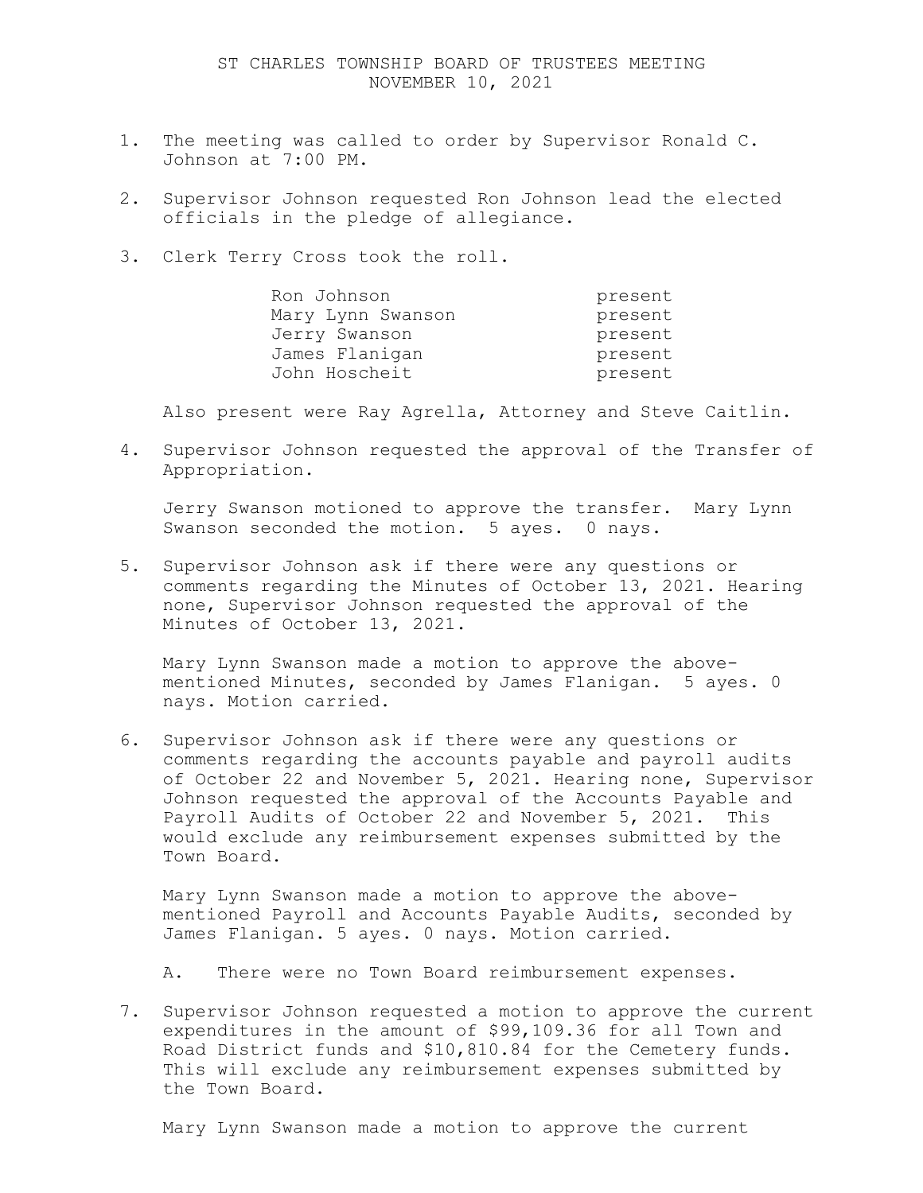# ST CHARLES TOWNSHIP BOARD OF TRUSTEES MEETING
## NOVEMBER 10, 2021

1. The meeting was called to order by Supervisor Ronald C. Johnson at 7:00 PM.

2. Supervisor Johnson requested Ron Johnson lead the elected officials in the pledge of allegiance.

3. Clerk Terry Cross took the roll.

   | | |
   |---|---|
   | Ron Johnson | present |
   | Mary Lynn Swanson | present |
   | Jerry Swanson | present |
   | James Flanigan | present |
   | John Hoscheit | present |

   Also present were Ray Agrella, Attorney and Steve Caitlin.

4. Supervisor Johnson requested the approval of the Transfer of Appropriation.

   Jerry Swanson motioned to approve the transfer. Mary Lynn Swanson seconded the motion. 5 ayes. 0 nays.

5. Supervisor Johnson ask if there were any questions or comments regarding the Minutes of October 13, 2021. Hearing none, Supervisor Johnson requested the approval of the Minutes of October 13, 2021.

   Mary Lynn Swanson made a motion to approve the above-mentioned Minutes, seconded by James Flanigan. 5 ayes. 0 nays. Motion carried.

6. Supervisor Johnson ask if there were any questions or comments regarding the accounts payable and payroll audits of October 22 and November 5, 2021. Hearing none, Supervisor Johnson requested the approval of the Accounts Payable and Payroll Audits of October 22 and November 5, 2021. This would exclude any reimbursement expenses submitted by the Town Board.

   Mary Lynn Swanson made a motion to approve the above-mentioned Payroll and Accounts Payable Audits, seconded by James Flanigan. 5 ayes. 0 nays. Motion carried.

   A. There were no Town Board reimbursement expenses.

7. Supervisor Johnson requested a motion to approve the current expenditures in the amount of $99,109.36 for all Town and Road District funds and $10,810.84 for the Cemetery funds. This will exclude any reimbursement expenses submitted by the Town Board.

   Mary Lynn Swanson made a motion to approve the current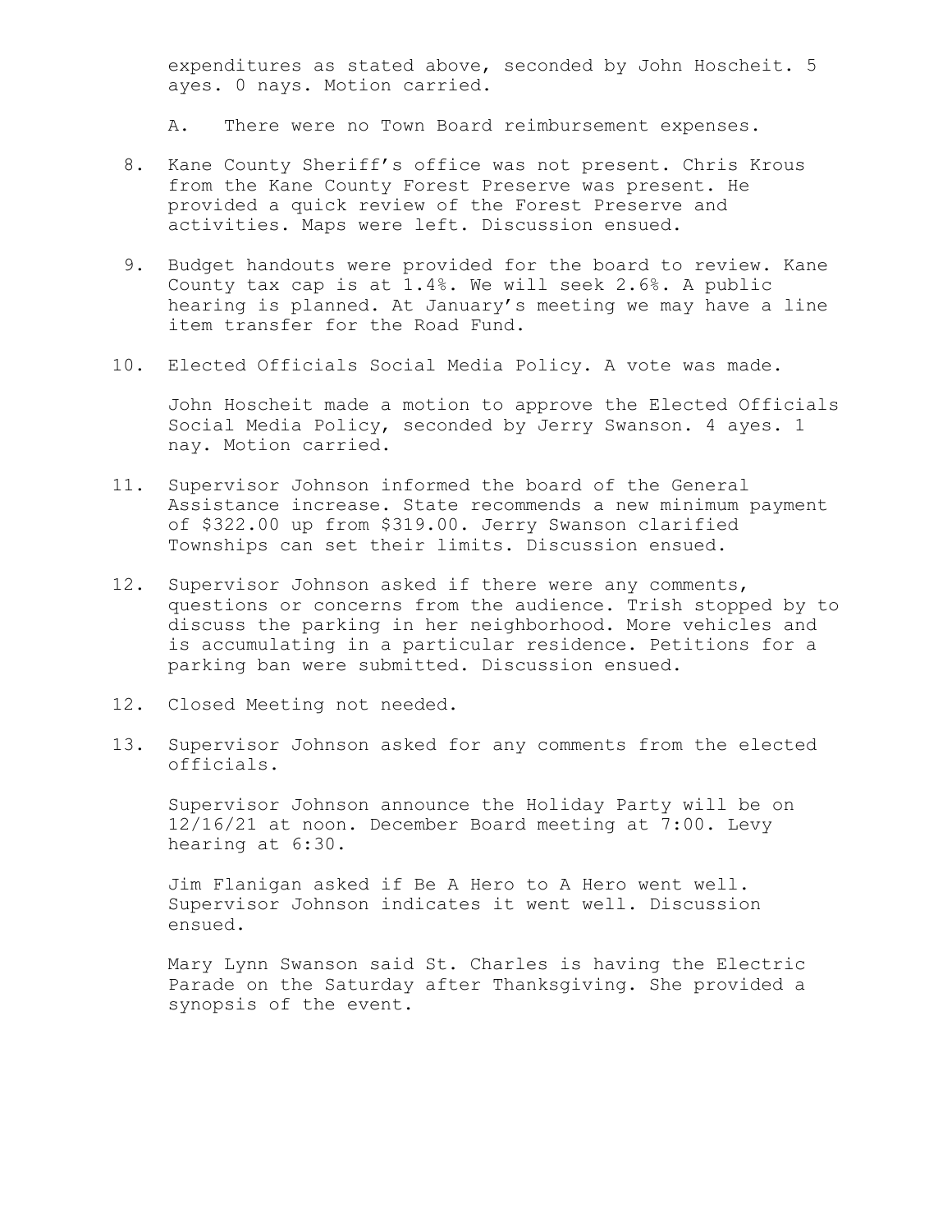expenditures as stated above, seconded by John Hoscheit. 5 ayes. 0 nays. Motion carried.

A. There were no Town Board reimbursement expenses.

8. Kane County Sheriff's office was not present. Chris Krous from the Kane County Forest Preserve was present. He provided a quick review of the Forest Preserve and activities. Maps were left. Discussion ensued.

9. Budget handouts were provided for the board to review. Kane County tax cap is at 1.4%. We will seek 2.6%. A public hearing is planned. At January's meeting we may have a line item transfer for the Road Fund.

10. Elected Officials Social Media Policy. A vote was made.

    John Hoscheit made a motion to approve the Elected Officials Social Media Policy, seconded by Jerry Swanson. 4 ayes. 1 nay. Motion carried.

11. Supervisor Johnson informed the board of the General Assistance increase. State recommends a new minimum payment of $322.00 up from $319.00. Jerry Swanson clarified Townships can set their limits. Discussion ensued.

12. Supervisor Johnson asked if there were any comments, questions or concerns from the audience. Trish stopped by to discuss the parking in her neighborhood. More vehicles and is accumulating in a particular residence. Petitions for a parking ban were submitted. Discussion ensued.

12. Closed Meeting not needed.

13. Supervisor Johnson asked for any comments from the elected officials.

    Supervisor Johnson announce the Holiday Party will be on 12/16/21 at noon. December Board meeting at 7:00. Levy hearing at 6:30.

    Jim Flanigan asked if Be A Hero to A Hero went well. Supervisor Johnson indicates it went well. Discussion ensued.

    Mary Lynn Swanson said St. Charles is having the Electric Parade on the Saturday after Thanksgiving. She provided a synopsis of the event.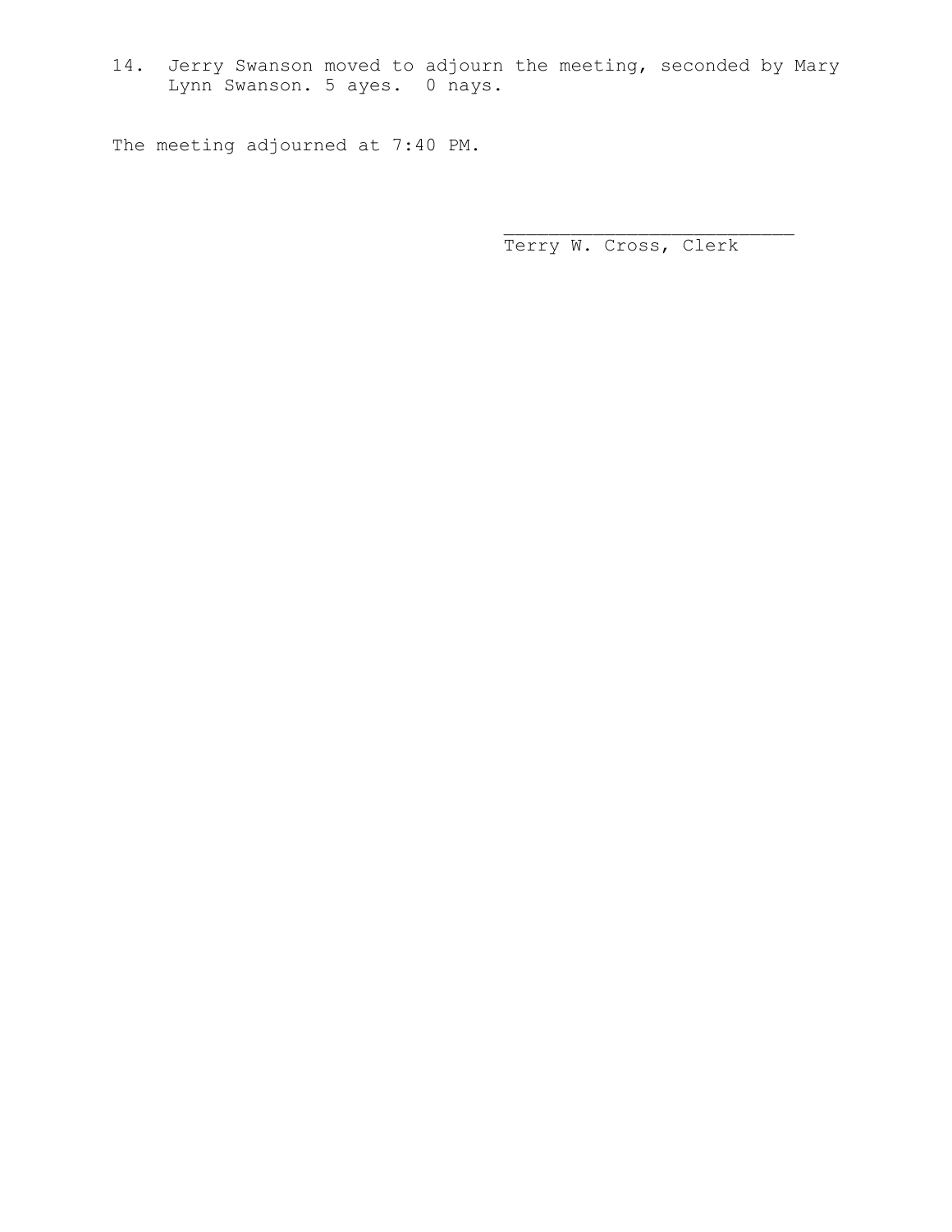14. Jerry Swanson moved to adjourn the meeting, seconded by Mary Lynn Swanson. 5 ayes. 0 nays.

The meeting adjourned at 7:40 PM.

___________________________
Terry W. Cross, Clerk